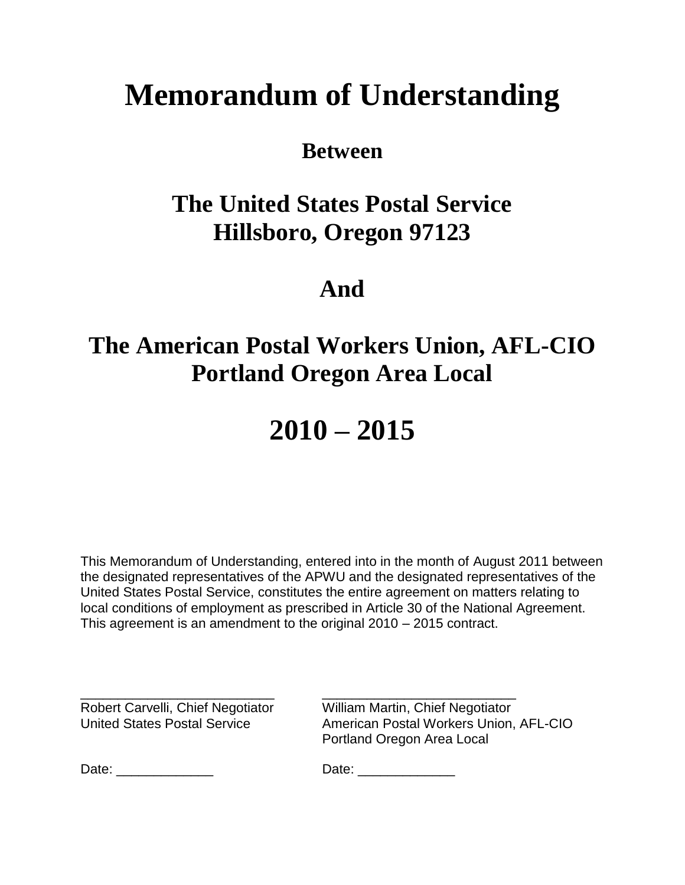# Memorandum of Understanding

## Between

## The United States Postal Service
## Hillsboro, Oregon 97123

## And

## The American Postal Workers Union, AFL-CIO
## Portland Oregon Area Local

# 2010 – 2015

This Memorandum of Understanding, entered into in the month of August 2011 between the designated representatives of the APWU and the designated representatives of the United States Postal Service, constitutes the entire agreement on matters relating to local conditions of employment as prescribed in Article 30 of the National Agreement. This agreement is an amendment to the original 2010 – 2015 contract.

| | |
|---|---|
| ___________________________ | ___________________________ |
| Robert Carvelli, Chief Negotiator | William Martin, Chief Negotiator |
| United States Postal Service | American Postal Workers Union, AFL-CIO |
| | Portland Oregon Area Local |
| Date: _____________ | Date: _____________ |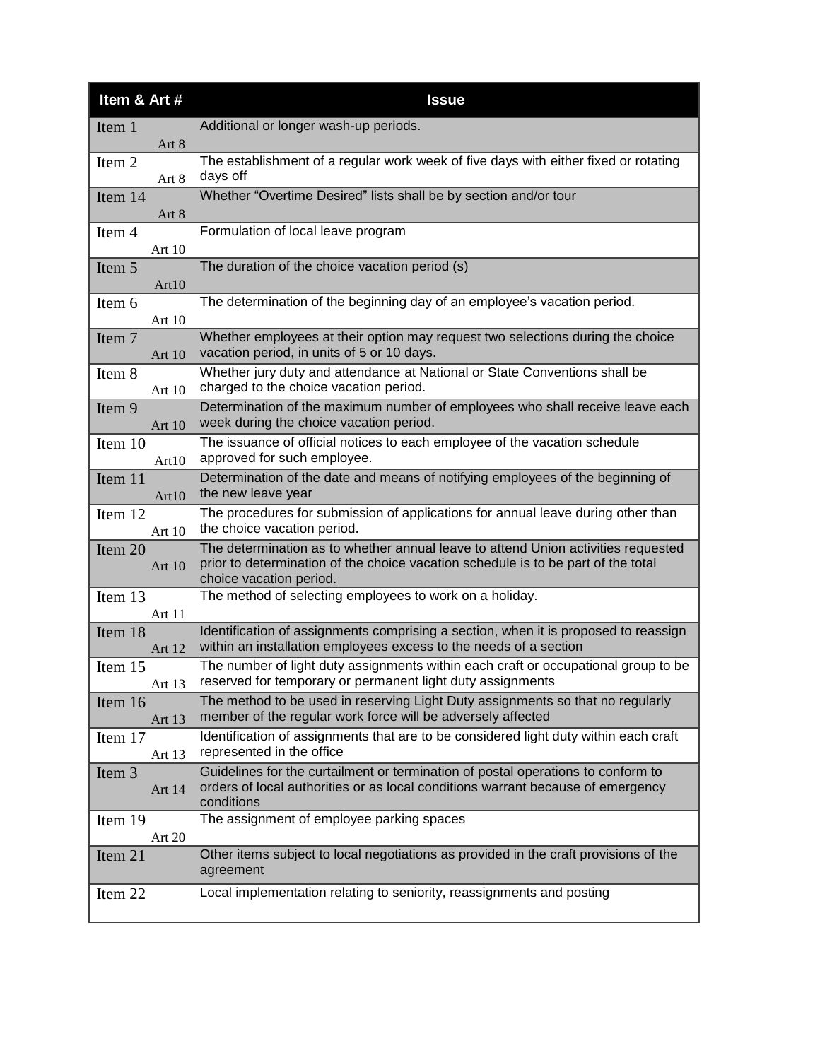| Item & Art # | Issue |
|---|---|
| Item 1 Art 8 | Additional or longer wash-up periods. |
| Item 2 Art 8 | The establishment of a regular work week of five days with either fixed or rotating days off |
| Item 14 Art 8 | Whether "Overtime Desired" lists shall be by section and/or tour |
| Item 4 Art 10 | Formulation of local leave program |
| Item 5 Art10 | The duration of the choice vacation period (s) |
| Item 6 Art 10 | The determination of the beginning day of an employee's vacation period. |
| Item 7 Art 10 | Whether employees at their option may request two selections during the choice vacation period, in units of 5 or 10 days. |
| Item 8 Art 10 | Whether jury duty and attendance at National or State Conventions shall be charged to the choice vacation period. |
| Item 9 Art 10 | Determination of the maximum number of employees who shall receive leave each week during the choice vacation period. |
| Item 10 Art10 | The issuance of official notices to each employee of the vacation schedule approved for such employee. |
| Item 11 Art10 | Determination of the date and means of notifying employees of the beginning of the new leave year |
| Item 12 Art 10 | The procedures for submission of applications for annual leave during other than the choice vacation period. |
| Item 20 Art 10 | The determination as to whether annual leave to attend Union activities requested prior to determination of the choice vacation schedule is to be part of the total choice vacation period. |
| Item 13 Art 11 | The method of selecting employees to work on a holiday. |
| Item 18 Art 12 | Identification of assignments comprising a section, when it is proposed to reassign within an installation employees excess to the needs of a section |
| Item 15 Art 13 | The number of light duty assignments within each craft or occupational group to be reserved for temporary or permanent light duty assignments |
| Item 16 Art 13 | The method to be used in reserving Light Duty assignments so that no regularly member of the regular work force will be adversely affected |
| Item 17 Art 13 | Identification of assignments that are to be considered light duty within each craft represented in the office |
| Item 3 Art 14 | Guidelines for the curtailment or termination of postal operations to conform to orders of local authorities or as local conditions warrant because of emergency conditions |
| Item 19 Art 20 | The assignment of employee parking spaces |
| Item 21 | Other items subject to local negotiations as provided in the craft provisions of the agreement |
| Item 22 | Local implementation relating to seniority, reassignments and posting |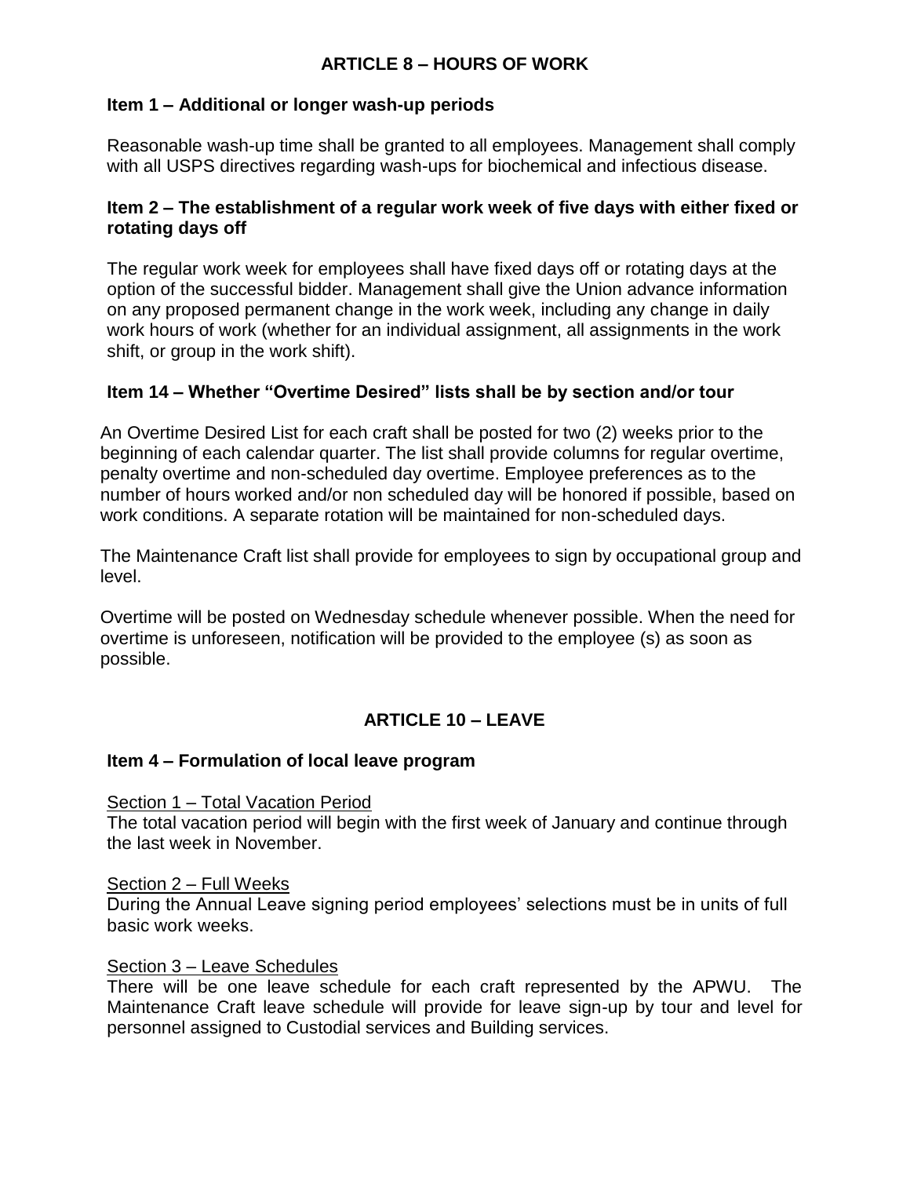## ARTICLE 8 – HOURS OF WORK

### Item 1 – Additional or longer wash-up periods

Reasonable wash-up time shall be granted to all employees. Management shall comply with all USPS directives regarding wash-ups for biochemical and infectious disease.

### Item 2 – The establishment of a regular work week of five days with either fixed or rotating days off

The regular work week for employees shall have fixed days off or rotating days at the option of the successful bidder. Management shall give the Union advance information on any proposed permanent change in the work week, including any change in daily work hours of work (whether for an individual assignment, all assignments in the work shift, or group in the work shift).

### Item 14 – Whether "Overtime Desired" lists shall be by section and/or tour

An Overtime Desired List for each craft shall be posted for two (2) weeks prior to the beginning of each calendar quarter. The list shall provide columns for regular overtime, penalty overtime and non-scheduled day overtime. Employee preferences as to the number of hours worked and/or non scheduled day will be honored if possible, based on work conditions. A separate rotation will be maintained for non-scheduled days.

The Maintenance Craft list shall provide for employees to sign by occupational group and level.

Overtime will be posted on Wednesday schedule whenever possible. When the need for overtime is unforeseen, notification will be provided to the employee (s) as soon as possible.

## ARTICLE 10 – LEAVE

### Item 4 – Formulation of local leave program

Section 1 – Total Vacation Period

The total vacation period will begin with the first week of January and continue through the last week in November.

Section 2 – Full Weeks

During the Annual Leave signing period employees' selections must be in units of full basic work weeks.

Section 3 – Leave Schedules

There will be one leave schedule for each craft represented by the APWU. The Maintenance Craft leave schedule will provide for leave sign-up by tour and level for personnel assigned to Custodial services and Building services.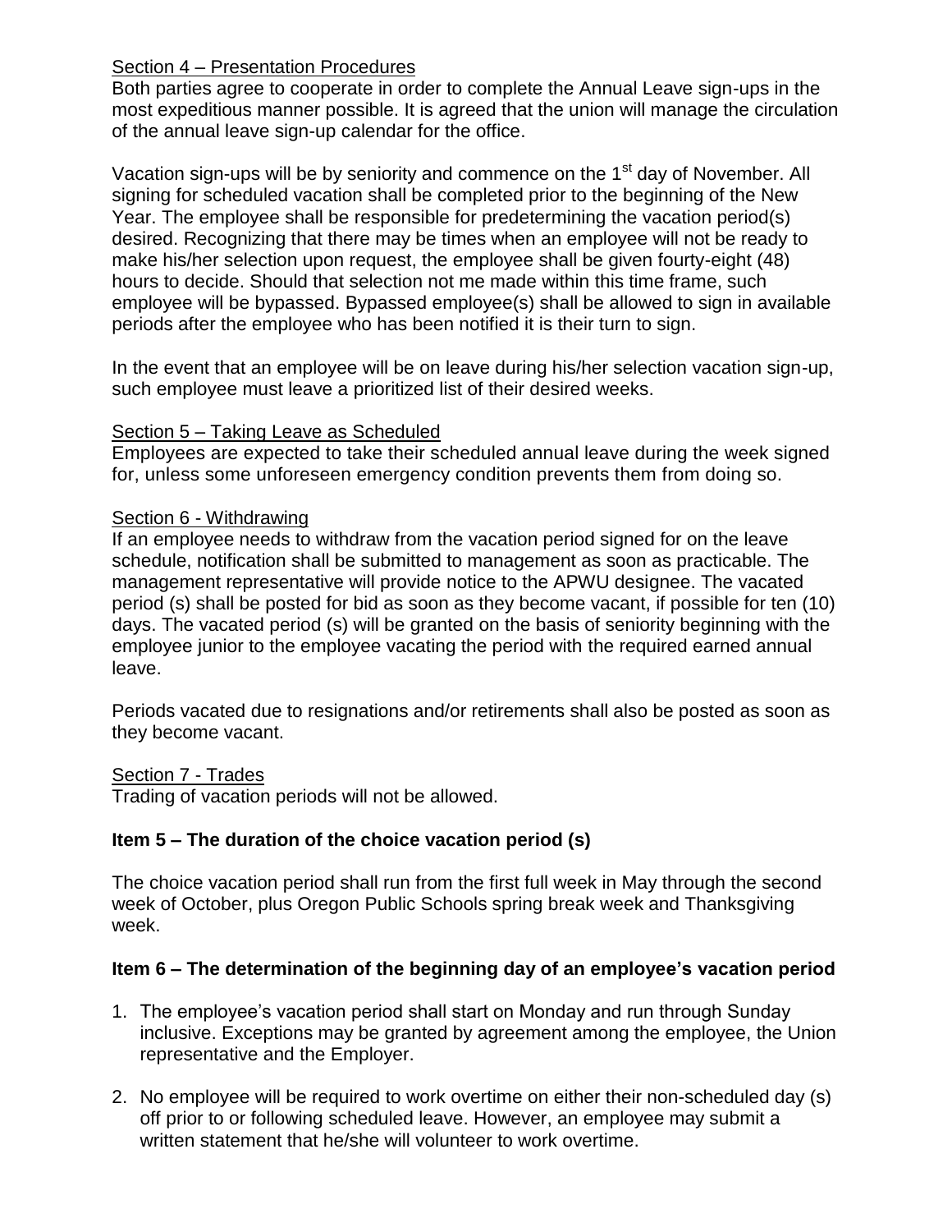Section 4 – Presentation Procedures

Both parties agree to cooperate in order to complete the Annual Leave sign-ups in the most expeditious manner possible. It is agreed that the union will manage the circulation of the annual leave sign-up calendar for the office.

Vacation sign-ups will be by seniority and commence on the 1st day of November. All signing for scheduled vacation shall be completed prior to the beginning of the New Year. The employee shall be responsible for predetermining the vacation period(s) desired. Recognizing that there may be times when an employee will not be ready to make his/her selection upon request, the employee shall be given fourty-eight (48) hours to decide. Should that selection not me made within this time frame, such employee will be bypassed. Bypassed employee(s) shall be allowed to sign in available periods after the employee who has been notified it is their turn to sign.

In the event that an employee will be on leave during his/her selection vacation sign-up, such employee must leave a prioritized list of their desired weeks.

Section 5 – Taking Leave as Scheduled

Employees are expected to take their scheduled annual leave during the week signed for, unless some unforeseen emergency condition prevents them from doing so.

Section 6 - Withdrawing

If an employee needs to withdraw from the vacation period signed for on the leave schedule, notification shall be submitted to management as soon as practicable. The management representative will provide notice to the APWU designee. The vacated period (s) shall be posted for bid as soon as they become vacant, if possible for ten (10) days. The vacated period (s) will be granted on the basis of seniority beginning with the employee junior to the employee vacating the period with the required earned annual leave.

Periods vacated due to resignations and/or retirements shall also be posted as soon as they become vacant.

Section 7 - Trades

Trading of vacation periods will not be allowed.

**Item 5 – The duration of the choice vacation period (s)**

The choice vacation period shall run from the first full week in May through the second week of October, plus Oregon Public Schools spring break week and Thanksgiving week.

**Item 6 – The determination of the beginning day of an employee's vacation period**

1. The employee's vacation period shall start on Monday and run through Sunday inclusive. Exceptions may be granted by agreement among the employee, the Union representative and the Employer.

2. No employee will be required to work overtime on either their non-scheduled day (s) off prior to or following scheduled leave. However, an employee may submit a written statement that he/she will volunteer to work overtime.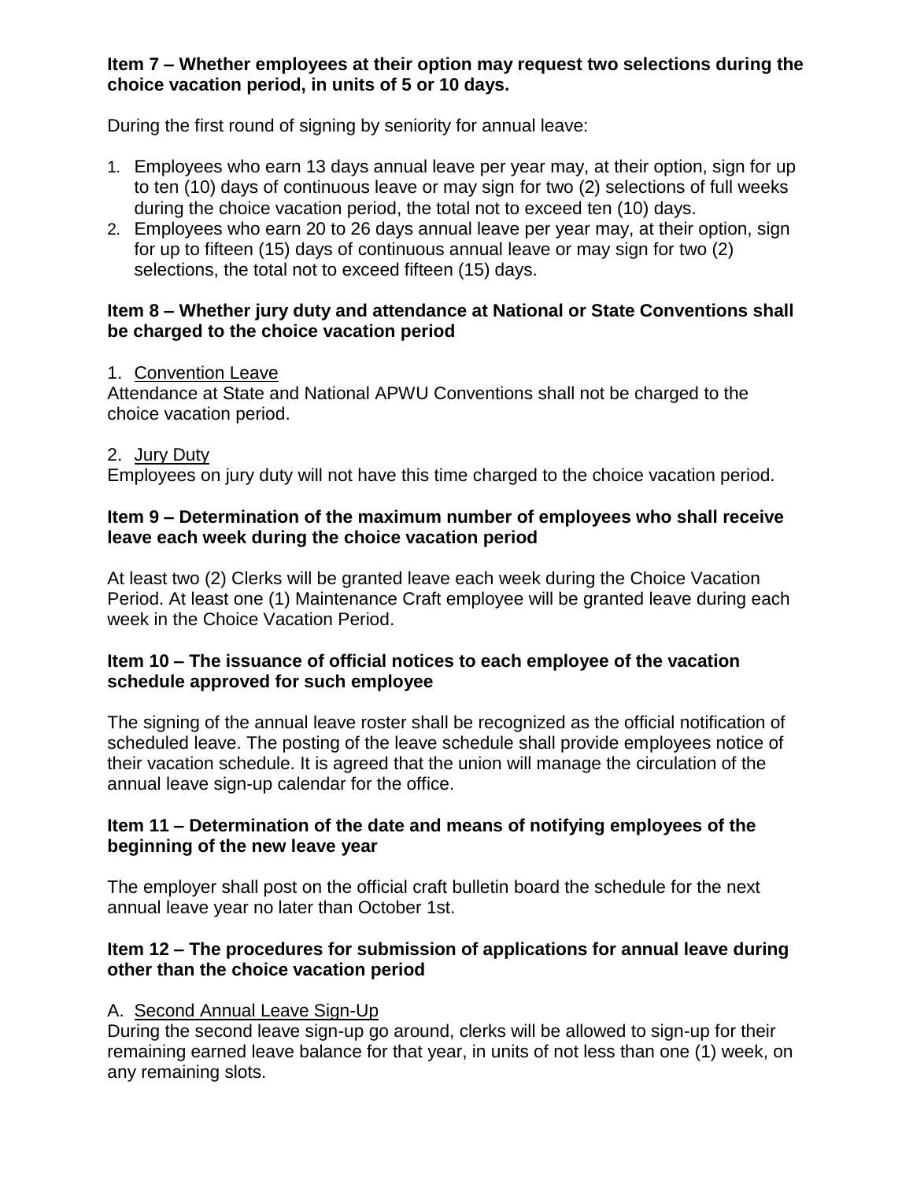**Item 7 – Whether employees at their option may request two selections during the choice vacation period, in units of 5 or 10 days.**

During the first round of signing by seniority for annual leave:

1. Employees who earn 13 days annual leave per year may, at their option, sign for up to ten (10) days of continuous leave or may sign for two (2) selections of full weeks during the choice vacation period, the total not to exceed ten (10) days.
2. Employees who earn 20 to 26 days annual leave per year may, at their option, sign for up to fifteen (15) days of continuous annual leave or may sign for two (2) selections, the total not to exceed fifteen (15) days.

**Item 8 – Whether jury duty and attendance at National or State Conventions shall be charged to the choice vacation period**

1. Convention Leave

Attendance at State and National APWU Conventions shall not be charged to the choice vacation period.

2. Jury Duty

Employees on jury duty will not have this time charged to the choice vacation period.

**Item 9 – Determination of the maximum number of employees who shall receive leave each week during the choice vacation period**

At least two (2) Clerks will be granted leave each week during the Choice Vacation Period. At least one (1) Maintenance Craft employee will be granted leave during each week in the Choice Vacation Period.

**Item 10 – The issuance of official notices to each employee of the vacation schedule approved for such employee**

The signing of the annual leave roster shall be recognized as the official notification of scheduled leave. The posting of the leave schedule shall provide employees notice of their vacation schedule. It is agreed that the union will manage the circulation of the annual leave sign-up calendar for the office.

**Item 11 – Determination of the date and means of notifying employees of the beginning of the new leave year**

The employer shall post on the official craft bulletin board the schedule for the next annual leave year no later than October 1st.

**Item 12 – The procedures for submission of applications for annual leave during other than the choice vacation period**

A. Second Annual Leave Sign-Up

During the second leave sign-up go around, clerks will be allowed to sign-up for their remaining earned leave balance for that year, in units of not less than one (1) week, on any remaining slots.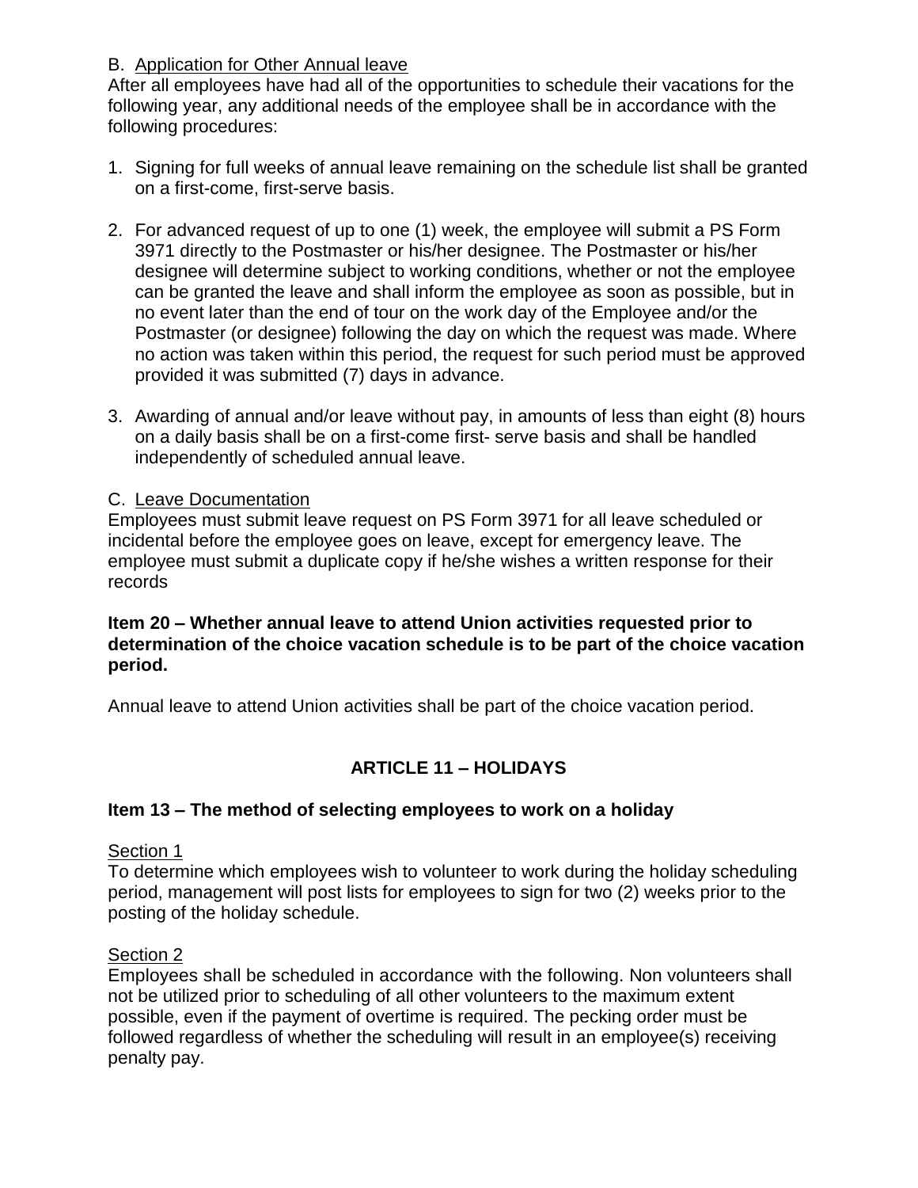B. Application for Other Annual leave

After all employees have had all of the opportunities to schedule their vacations for the following year, any additional needs of the employee shall be in accordance with the following procedures:

1. Signing for full weeks of annual leave remaining on the schedule list shall be granted on a first-come, first-serve basis.

2. For advanced request of up to one (1) week, the employee will submit a PS Form 3971 directly to the Postmaster or his/her designee. The Postmaster or his/her designee will determine subject to working conditions, whether or not the employee can be granted the leave and shall inform the employee as soon as possible, but in no event later than the end of tour on the work day of the Employee and/or the Postmaster (or designee) following the day on which the request was made. Where no action was taken within this period, the request for such period must be approved provided it was submitted (7) days in advance.

3. Awarding of annual and/or leave without pay, in amounts of less than eight (8) hours on a daily basis shall be on a first-come first- serve basis and shall be handled independently of scheduled annual leave.

C. Leave Documentation

Employees must submit leave request on PS Form 3971 for all leave scheduled or incidental before the employee goes on leave, except for emergency leave. The employee must submit a duplicate copy if he/she wishes a written response for their records

**Item 20 – Whether annual leave to attend Union activities requested prior to determination of the choice vacation schedule is to be part of the choice vacation period.**

Annual leave to attend Union activities shall be part of the choice vacation period.

## ARTICLE 11 – HOLIDAYS

**Item 13 – The method of selecting employees to work on a holiday**

Section 1

To determine which employees wish to volunteer to work during the holiday scheduling period, management will post lists for employees to sign for two (2) weeks prior to the posting of the holiday schedule.

Section 2

Employees shall be scheduled in accordance with the following. Non volunteers shall not be utilized prior to scheduling of all other volunteers to the maximum extent possible, even if the payment of overtime is required. The pecking order must be followed regardless of whether the scheduling will result in an employee(s) receiving penalty pay.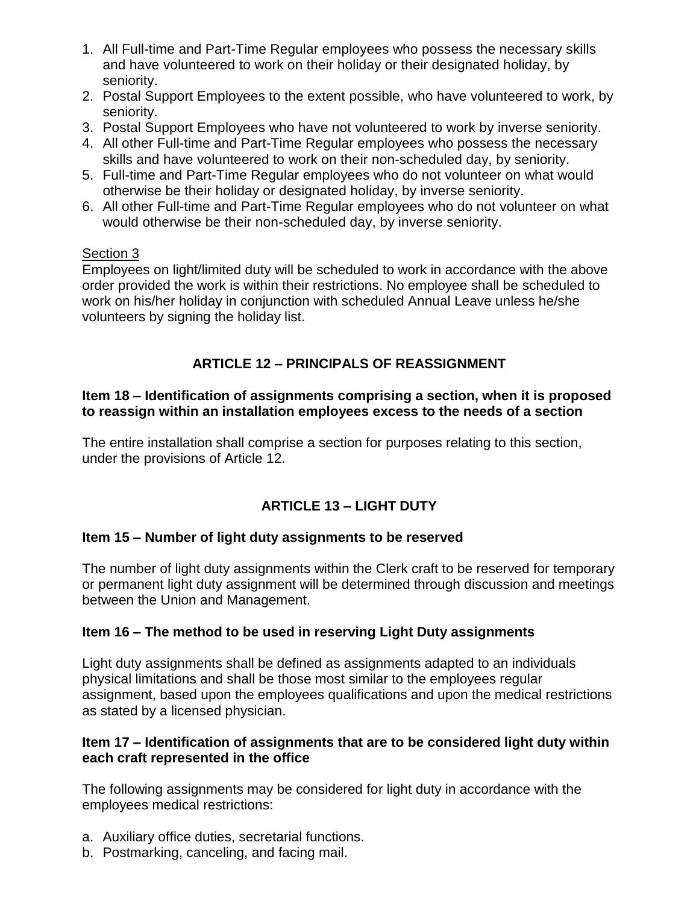1. All Full-time and Part-Time Regular employees who possess the necessary skills and have volunteered to work on their holiday or their designated holiday, by seniority.
2. Postal Support Employees to the extent possible, who have volunteered to work, by seniority.
3. Postal Support Employees who have not volunteered to work by inverse seniority.
4. All other Full-time and Part-Time Regular employees who possess the necessary skills and have volunteered to work on their non-scheduled day, by seniority.
5. Full-time and Part-Time Regular employees who do not volunteer on what would otherwise be their holiday or designated holiday, by inverse seniority.
6. All other Full-time and Part-Time Regular employees who do not volunteer on what would otherwise be their non-scheduled day, by inverse seniority.

Section 3

Employees on light/limited duty will be scheduled to work in accordance with the above order provided the work is within their restrictions. No employee shall be scheduled to work on his/her holiday in conjunction with scheduled Annual Leave unless he/she volunteers by signing the holiday list.

## ARTICLE 12 – PRINCIPALS OF REASSIGNMENT

### Item 18 – Identification of assignments comprising a section, when it is proposed to reassign within an installation employees excess to the needs of a section

The entire installation shall comprise a section for purposes relating to this section, under the provisions of Article 12.

## ARTICLE 13 – LIGHT DUTY

### Item 15 – Number of light duty assignments to be reserved

The number of light duty assignments within the Clerk craft to be reserved for temporary or permanent light duty assignment will be determined through discussion and meetings between the Union and Management.

### Item 16 – The method to be used in reserving Light Duty assignments

Light duty assignments shall be defined as assignments adapted to an individuals physical limitations and shall be those most similar to the employees regular assignment, based upon the employees qualifications and upon the medical restrictions as stated by a licensed physician.

### Item 17 – Identification of assignments that are to be considered light duty within each craft represented in the office

The following assignments may be considered for light duty in accordance with the employees medical restrictions:

a. Auxiliary office duties, secretarial functions.
b. Postmarking, canceling, and facing mail.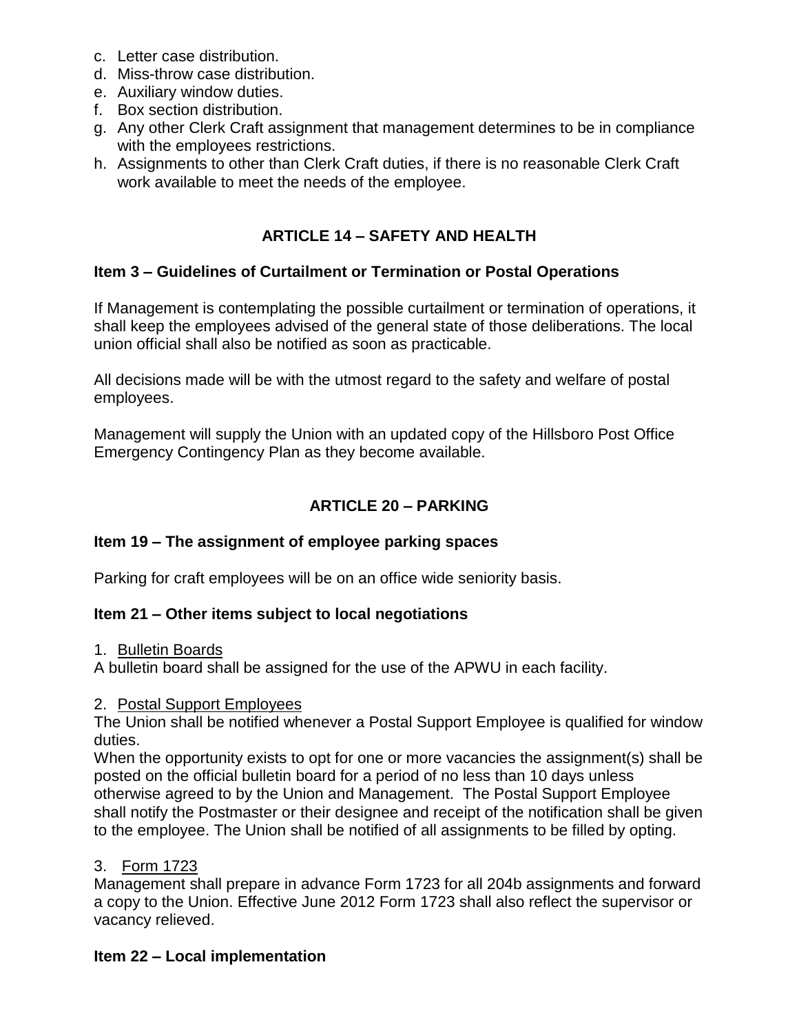c. Letter case distribution.
d. Miss-throw case distribution.
e. Auxiliary window duties.
f. Box section distribution.
g. Any other Clerk Craft assignment that management determines to be in compliance with the employees restrictions.
h. Assignments to other than Clerk Craft duties, if there is no reasonable Clerk Craft work available to meet the needs of the employee.

## ARTICLE 14 – SAFETY AND HEALTH

### Item 3 – Guidelines of Curtailment or Termination or Postal Operations

If Management is contemplating the possible curtailment or termination of operations, it shall keep the employees advised of the general state of those deliberations. The local union official shall also be notified as soon as practicable.

All decisions made will be with the utmost regard to the safety and welfare of postal employees.

Management will supply the Union with an updated copy of the Hillsboro Post Office Emergency Contingency Plan as they become available.

## ARTICLE 20 – PARKING

### Item 19 – The assignment of employee parking spaces

Parking for craft employees will be on an office wide seniority basis.

### Item 21 – Other items subject to local negotiations

1. <u>Bulletin Boards</u>

A bulletin board shall be assigned for the use of the APWU in each facility.

2. <u>Postal Support Employees</u>

The Union shall be notified whenever a Postal Support Employee is qualified for window duties.

When the opportunity exists to opt for one or more vacancies the assignment(s) shall be posted on the official bulletin board for a period of no less than 10 days unless otherwise agreed to by the Union and Management. The Postal Support Employee shall notify the Postmaster or their designee and receipt of the notification shall be given to the employee. The Union shall be notified of all assignments to be filled by opting.

3. <u>Form 1723</u>

Management shall prepare in advance Form 1723 for all 204b assignments and forward a copy to the Union. Effective June 2012 Form 1723 shall also reflect the supervisor or vacancy relieved.

### Item 22 – Local implementation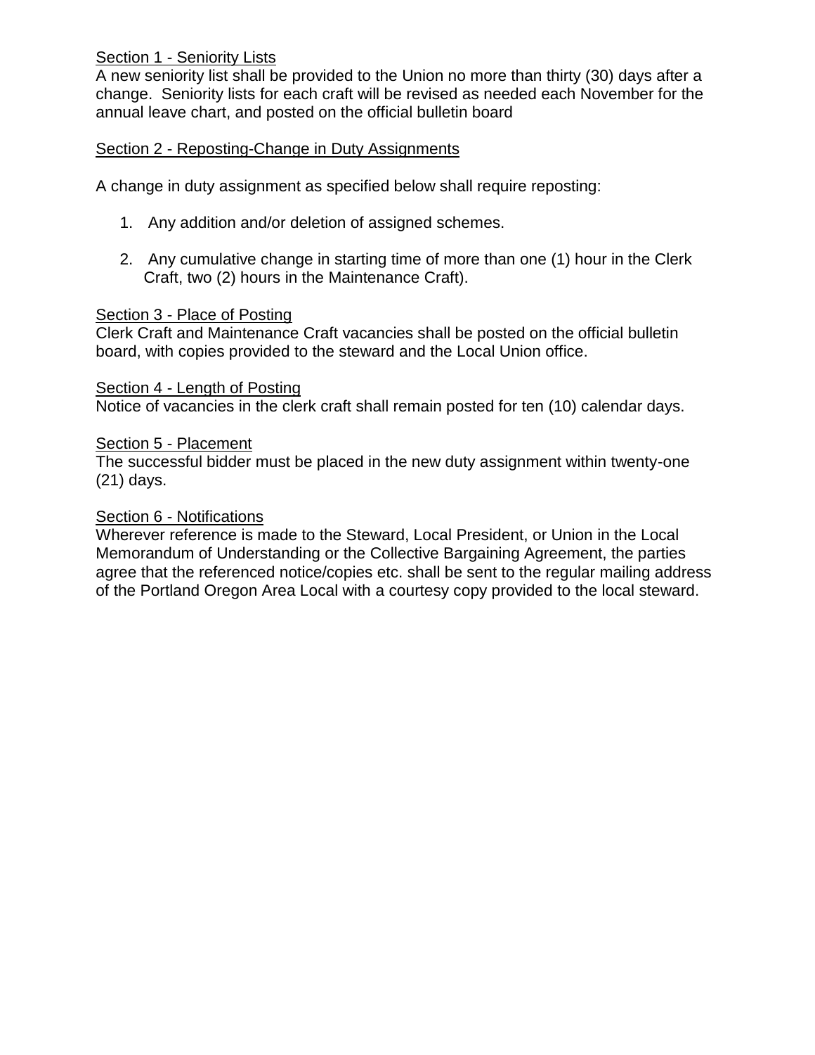Section 1 - Seniority Lists

A new seniority list shall be provided to the Union no more than thirty (30) days after a change. Seniority lists for each craft will be revised as needed each November for the annual leave chart, and posted on the official bulletin board

Section 2 - Reposting-Change in Duty Assignments

A change in duty assignment as specified below shall require reposting:

1. Any addition and/or deletion of assigned schemes.

2. Any cumulative change in starting time of more than one (1) hour in the Clerk Craft, two (2) hours in the Maintenance Craft).

Section 3 - Place of Posting

Clerk Craft and Maintenance Craft vacancies shall be posted on the official bulletin board, with copies provided to the steward and the Local Union office.

Section 4 - Length of Posting

Notice of vacancies in the clerk craft shall remain posted for ten (10) calendar days.

Section 5 - Placement

The successful bidder must be placed in the new duty assignment within twenty-one (21) days.

Section 6 - Notifications

Wherever reference is made to the Steward, Local President, or Union in the Local Memorandum of Understanding or the Collective Bargaining Agreement, the parties agree that the referenced notice/copies etc. shall be sent to the regular mailing address of the Portland Oregon Area Local with a courtesy copy provided to the local steward.